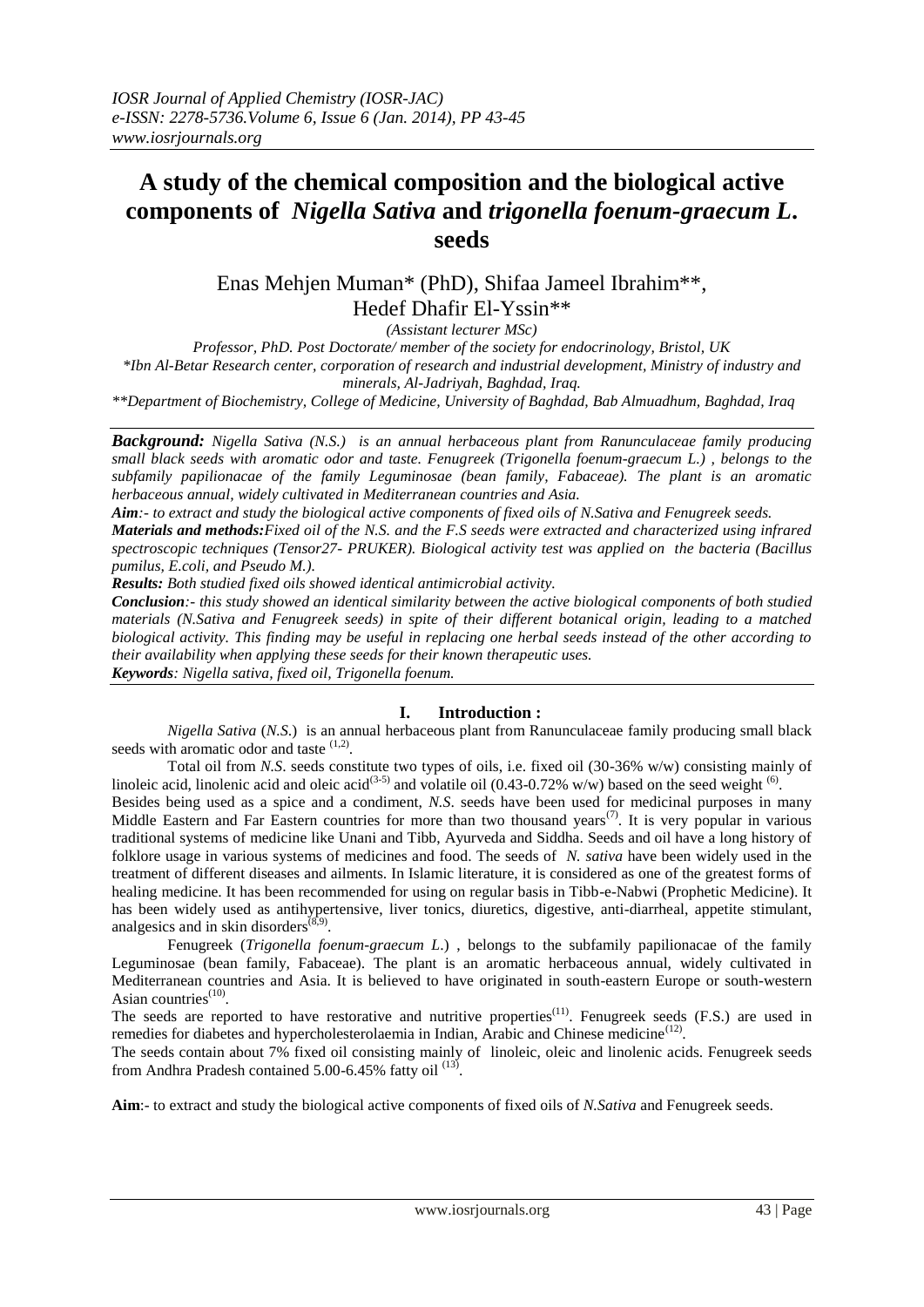# A study of the chemical composition and the biological active components of *Nigella Sativa* and *trigonella foenum-graecum L.* seeds

Enas Mehjen Muman* (PhD), Shifaa Jameel Ibrahim**, Hedef Dhafir El-Yssin**

*(Assistant lecturer MSc)*

*Professor, PhD. Post Doctorate/ member of the society for endocrinology, Bristol, UK*

*\*Ibn Al-Betar Research center, corporation of research and industrial development, Ministry of industry and minerals, Al-Jadriyah, Baghdad, Iraq.*

*\*\*Department of Biochemistry, College of Medicine, University of Baghdad, Bab Almuadhum, Baghdad, Iraq*

***Background:*** *Nigella Sativa (N.S.) is an annual herbaceous plant from Ranunculaceae family producing small black seeds with aromatic odor and taste. Fenugreek (Trigonella foenum-graecum L.) , belongs to the subfamily papilionacae of the family Leguminosae (bean family, Fabaceae). The plant is an aromatic herbaceous annual, widely cultivated in Mediterranean countries and Asia.*

***Aim****:- to extract and study the biological active components of fixed oils of N.Sativa and Fenugreek seeds.*

***Materials and methods:****Fixed oil of the N.S. and the F.S seeds were extracted and characterized using infrared spectroscopic techniques (Tensor27- PRUKER). Biological activity test was applied on the bacteria (Bacillus pumilus, E.coli, and Pseudo M.).*

***Results:*** *Both studied fixed oils showed identical antimicrobial activity.*

***Conclusion****:- this study showed an identical similarity between the active biological components of both studied materials (N.Sativa and Fenugreek seeds) in spite of their different botanical origin, leading to a matched biological activity. This finding may be useful in replacing one herbal seeds instead of the other according to their availability when applying these seeds for their known therapeutic uses.*

***Keywords****: Nigella sativa, fixed oil, Trigonella foenum.*

## I. Introduction :

*Nigella Sativa* (*N.S.*) is an annual herbaceous plant from Ranunculaceae family producing small black seeds with aromatic odor and taste [1,2].

Total oil from *N.S.* seeds constitute two types of oils, i.e. fixed oil (30-36% w/w) consisting mainly of linoleic acid, linolenic acid and oleic acid[3-5] and volatile oil (0.43-0.72% w/w) based on the seed weight [6].

Besides being used as a spice and a condiment, *N.S.* seeds have been used for medicinal purposes in many Middle Eastern and Far Eastern countries for more than two thousand years[7]. It is very popular in various traditional systems of medicine like Unani and Tibb, Ayurveda and Siddha. Seeds and oil have a long history of folklore usage in various systems of medicines and food. The seeds of *N. sativa* have been widely used in the treatment of different diseases and ailments. In Islamic literature, it is considered as one of the greatest forms of healing medicine. It has been recommended for using on regular basis in Tibb-e-Nabwi (Prophetic Medicine). It has been widely used as antihypertensive, liver tonics, diuretics, digestive, anti-diarrheal, appetite stimulant, analgesics and in skin disorders[8,9].

Fenugreek (*Trigonella foenum-graecum L.*) , belongs to the subfamily papilionacae of the family Leguminosae (bean family, Fabaceae). The plant is an aromatic herbaceous annual, widely cultivated in Mediterranean countries and Asia. It is believed to have originated in south-eastern Europe or south-western Asian countries[10].

The seeds are reported to have restorative and nutritive properties[11]. Fenugreek seeds (F.S.) are used in remedies for diabetes and hypercholesterolaemia in Indian, Arabic and Chinese medicine[12].

The seeds contain about 7% fixed oil consisting mainly of linoleic, oleic and linolenic acids. Fenugreek seeds from Andhra Pradesh contained 5.00-6.45% fatty oil [13].

**Aim**:- to extract and study the biological active components of fixed oils of *N.Sativa* and Fenugreek seeds.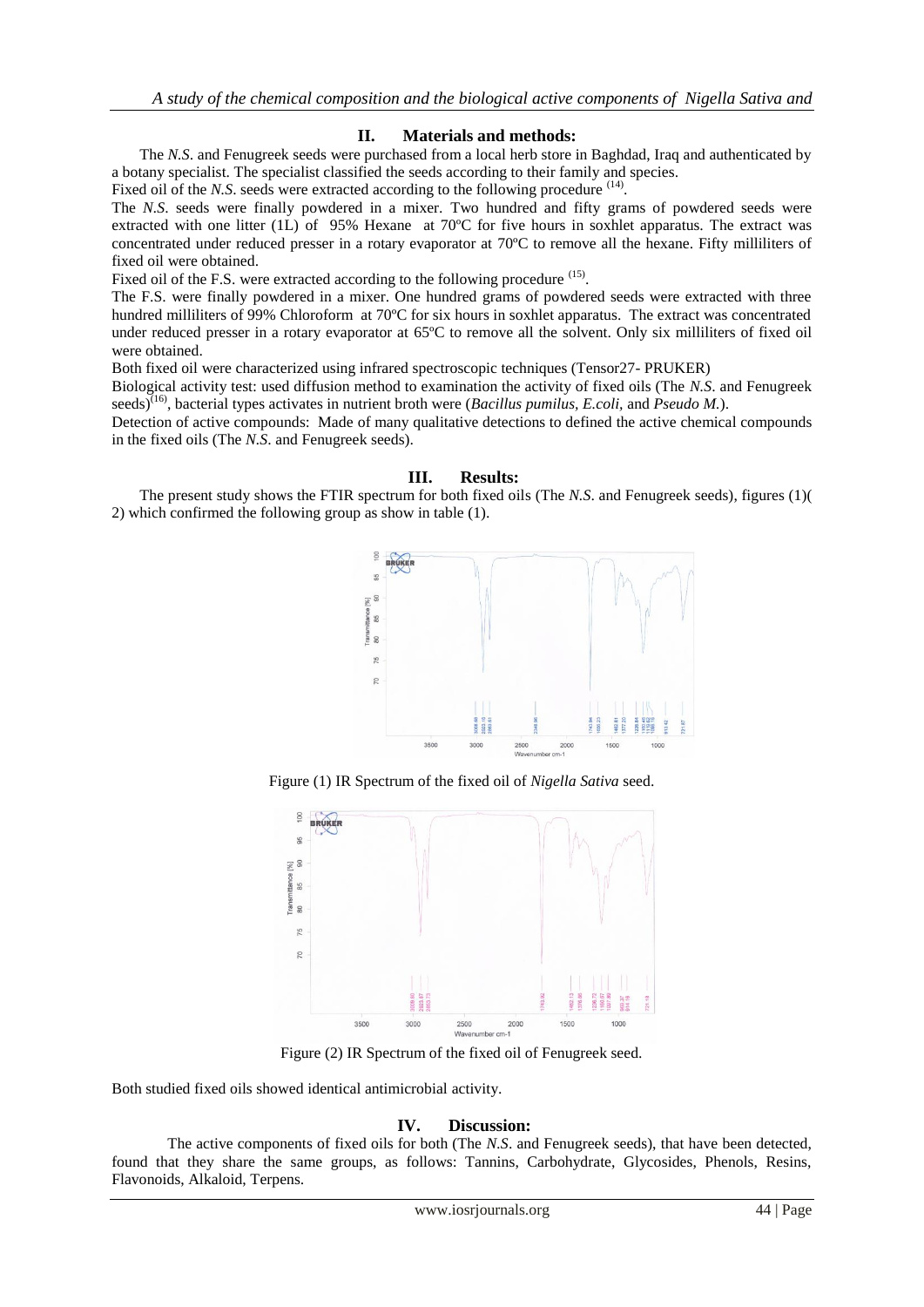## II. Materials and methods:

The *N.S.* and Fenugreek seeds were purchased from a local herb store in Baghdad, Iraq and authenticated by a botany specialist. The specialist classified the seeds according to their family and species.

Fixed oil of the *N.S.* seeds were extracted according to the following procedure [(14)].

The *N.S.* seeds were finally powdered in a mixer. Two hundred and fifty grams of powdered seeds were extracted with one litter (1L) of 95% Hexane at 70ºC for five hours in soxhlet apparatus. The extract was concentrated under reduced presser in a rotary evaporator at 70ºC to remove all the hexane. Fifty milliliters of fixed oil were obtained.

Fixed oil of the F.S. were extracted according to the following procedure [(15)].

The F.S. were finally powdered in a mixer. One hundred grams of powdered seeds were extracted with three hundred milliliters of 99% Chloroform at 70ºC for six hours in soxhlet apparatus. The extract was concentrated under reduced presser in a rotary evaporator at 65ºC to remove all the solvent. Only six milliliters of fixed oil were obtained.

Both fixed oil were characterized using infrared spectroscopic techniques (Tensor27- PRUKER)

Biological activity test: used diffusion method to examination the activity of fixed oils (The *N.S.* and Fenugreek seeds)[(16)], bacterial types activates in nutrient broth were (*Bacillus pumilus, E.coli,* and *Pseudo M.*).

Detection of active compounds: Made of many qualitative detections to defined the active chemical compounds in the fixed oils (The *N.S.* and Fenugreek seeds).

## III. Results:

The present study shows the FTIR spectrum for both fixed oils (The *N.S.* and Fenugreek seeds), figures (1)( 2) which confirmed the following group as show in table (1).

Figure (1) IR Spectrum of the fixed oil of *Nigella Sativa* seed.

Figure (2) IR Spectrum of the fixed oil of Fenugreek seed.

Both studied fixed oils showed identical antimicrobial activity.

## IV. Discussion:

The active components of fixed oils for both (The *N.S.* and Fenugreek seeds), that have been detected, found that they share the same groups, as follows: Tannins, Carbohydrate, Glycosides, Phenols, Resins, Flavonoids, Alkaloid, Terpens.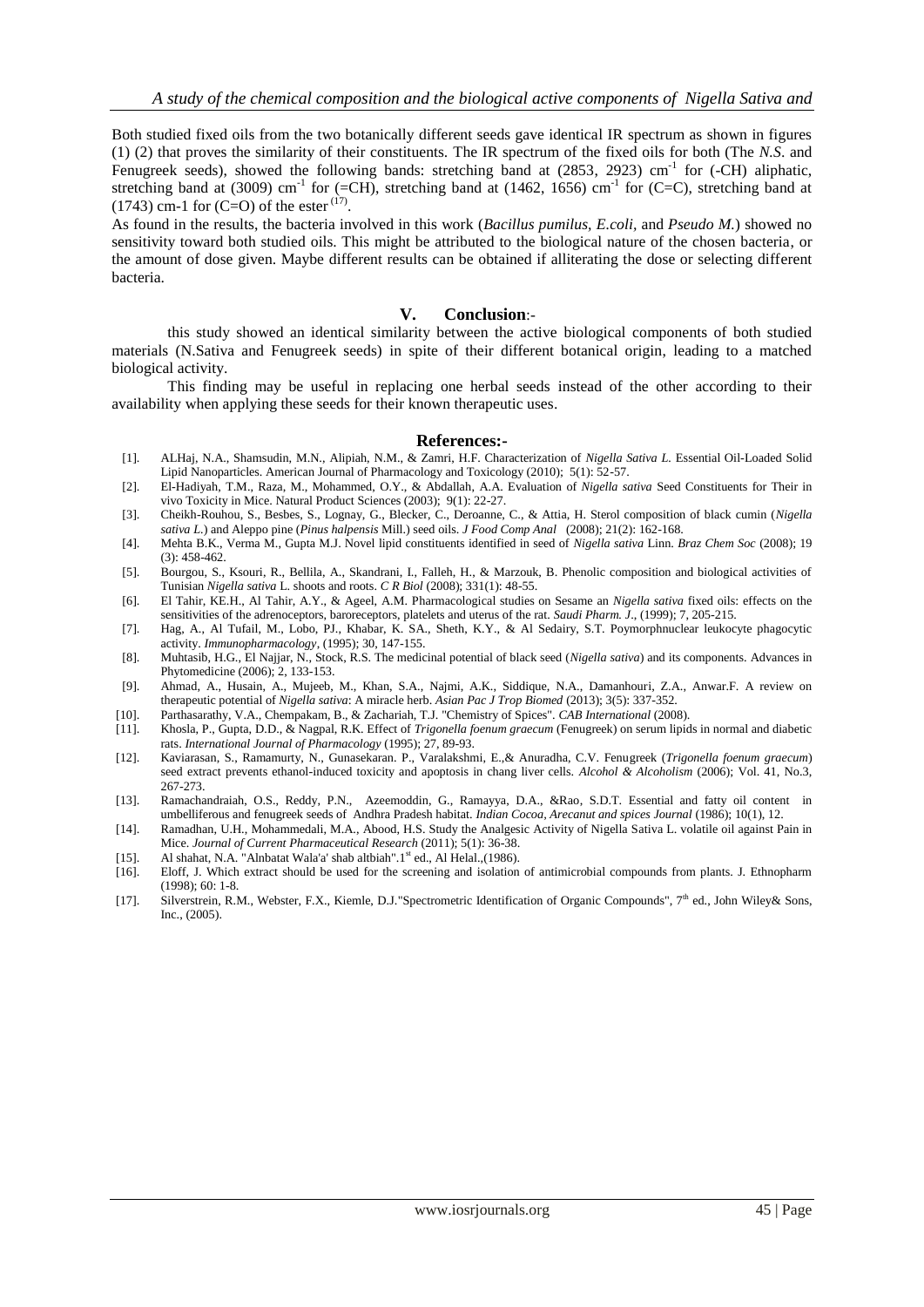Both studied fixed oils from the two botanically different seeds gave identical IR spectrum as shown in figures (1) (2) that proves the similarity of their constituents. The IR spectrum of the fixed oils for both (The *N.S.* and Fenugreek seeds), showed the following bands: stretching band at (2853, 2923) $cm^{-1}$ for (-CH) aliphatic, stretching band at (3009) $cm^{-1}$ for (=CH), stretching band at (1462, 1656) $cm^{-1}$ for (C=C), stretching band at (1743) cm-1 for (C=O) of the ester [17].

As found in the results, the bacteria involved in this work (*Bacillus pumilus*, *E.coli*, and *Pseudo M.*) showed no sensitivity toward both studied oils. This might be attributed to the biological nature of the chosen bacteria, or the amount of dose given. Maybe different results can be obtained if alliterating the dose or selecting different bacteria.

## V. Conclusion:-

this study showed an identical similarity between the active biological components of both studied materials (N.Sativa and Fenugreek seeds) in spite of their different botanical origin, leading to a matched biological activity.

This finding may be useful in replacing one herbal seeds instead of the other according to their availability when applying these seeds for their known therapeutic uses.

## References:-

[1]. ALHaj, N.A., Shamsudin, M.N., Alipiah, N.M., & Zamri, H.F. Characterization of *Nigella Sativa L.* Essential Oil-Loaded Solid Lipid Nanoparticles. American Journal of Pharmacology and Toxicology (2010); 5(1): 52-57.

[2]. El-Hadiyah, T.M., Raza, M., Mohammed, O.Y., & Abdallah, A.A. Evaluation of *Nigella sativa* Seed Constituents for Their in vivo Toxicity in Mice. Natural Product Sciences (2003); 9(1): 22-27.

[3]. Cheikh-Rouhou, S., Besbes, S., Lognay, G., Blecker, C., Deroanne, C., & Attia, H. Sterol composition of black cumin (*Nigella sativa L.*) and Aleppo pine (*Pinus halpensis* Mill.) seed oils. *J Food Comp Anal* (2008); 21(2): 162-168.

[4]. Mehta B.K., Verma M., Gupta M.J. Novel lipid constituents identified in seed of *Nigella sativa* Linn. *Braz Chem Soc* (2008); 19 (3): 458-462.

[5]. Bourgou, S., Ksouri, R., Bellila, A., Skandrani, I., Falleh, H., & Marzouk, B. Phenolic composition and biological activities of Tunisian *Nigella sativa* L. shoots and roots. *C R Biol* (2008); 331(1): 48-55.

[6]. El Tahir, KE.H., Al Tahir, A.Y., & Ageel, A.M. Pharmacological studies on Sesame an *Nigella sativa* fixed oils: effects on the sensitivities of the adrenoceptors, baroreceptors, platelets and uterus of the rat. *Saudi Pharm. J.*, (1999); 7, 205-215.

[7]. Hag, A., Al Tufail, M., Lobo, PJ., Khabar, K. SA., Sheth, K.Y., & Al Sedairy, S.T. Poymorphnuclear leukocyte phagocytic activity. *Immunopharmacology*, (1995); 30, 147-155.

[8]. Muhtasib, H.G., El Najjar, N., Stock, R.S. The medicinal potential of black seed (*Nigella sativa*) and its components. Advances in Phytomedicine (2006); 2, 133-153.

[9]. Ahmad, A., Husain, A., Mujeeb, M., Khan, S.A., Najmi, A.K., Siddique, N.A., Damanhouri, Z.A., Anwar.F. A review on therapeutic potential of *Nigella sativa*: A miracle herb. *Asian Pac J Trop Biomed* (2013); 3(5): 337-352.

[10]. Parthasarathy, V.A., Chempakam, B., & Zachariah, T.J. "Chemistry of Spices". *CAB International* (2008).

[11]. Khosla, P., Gupta, D.D., & Nagpal, R.K. Effect of *Trigonella foenum graecum* (Fenugreek) on serum lipids in normal and diabetic rats. *International Journal of Pharmacology* (1995); 27, 89-93.

[12]. Kaviarasan, S., Ramamurty, N., Gunasekaran. P., Varalakshmi, E.,& Anuradha, C.V. Fenugreek (*Trigonella foenum graecum*) seed extract prevents ethanol-induced toxicity and apoptosis in chang liver cells. *Alcohol & Alcoholism* (2006); Vol. 41, No.3, 267-273.

[13]. Ramachandraiah, O.S., Reddy, P.N., Azeemoddin, G., Ramayya, D.A., &Rao, S.D.T. Essential and fatty oil content in umbelliferous and fenugreek seeds of Andhra Pradesh habitat. *Indian Cocoa, Arecanut and spices Journal* (1986); 10(1), 12.

[14]. Ramadhan, U.H., Mohammedali, M.A., Abood, H.S. Study the Analgesic Activity of Nigella Sativa L. volatile oil against Pain in Mice. *Journal of Current Pharmaceutical Research* (2011); 5(1): 36-38.

[15]. Al shahat, N.A. "Alnbatat Wala'a' shab altbiah".1st ed., Al Helal.,(1986).

[16]. Eloff, J. Which extract should be used for the screening and isolation of antimicrobial compounds from plants. J. Ethnopharm (1998); 60: 1-8.

[17]. Silverstrein, R.M., Webster, F.X., Kiemle, D.J."Spectrometric Identification of Organic Compounds", 7th ed., John Wiley& Sons, Inc., (2005).